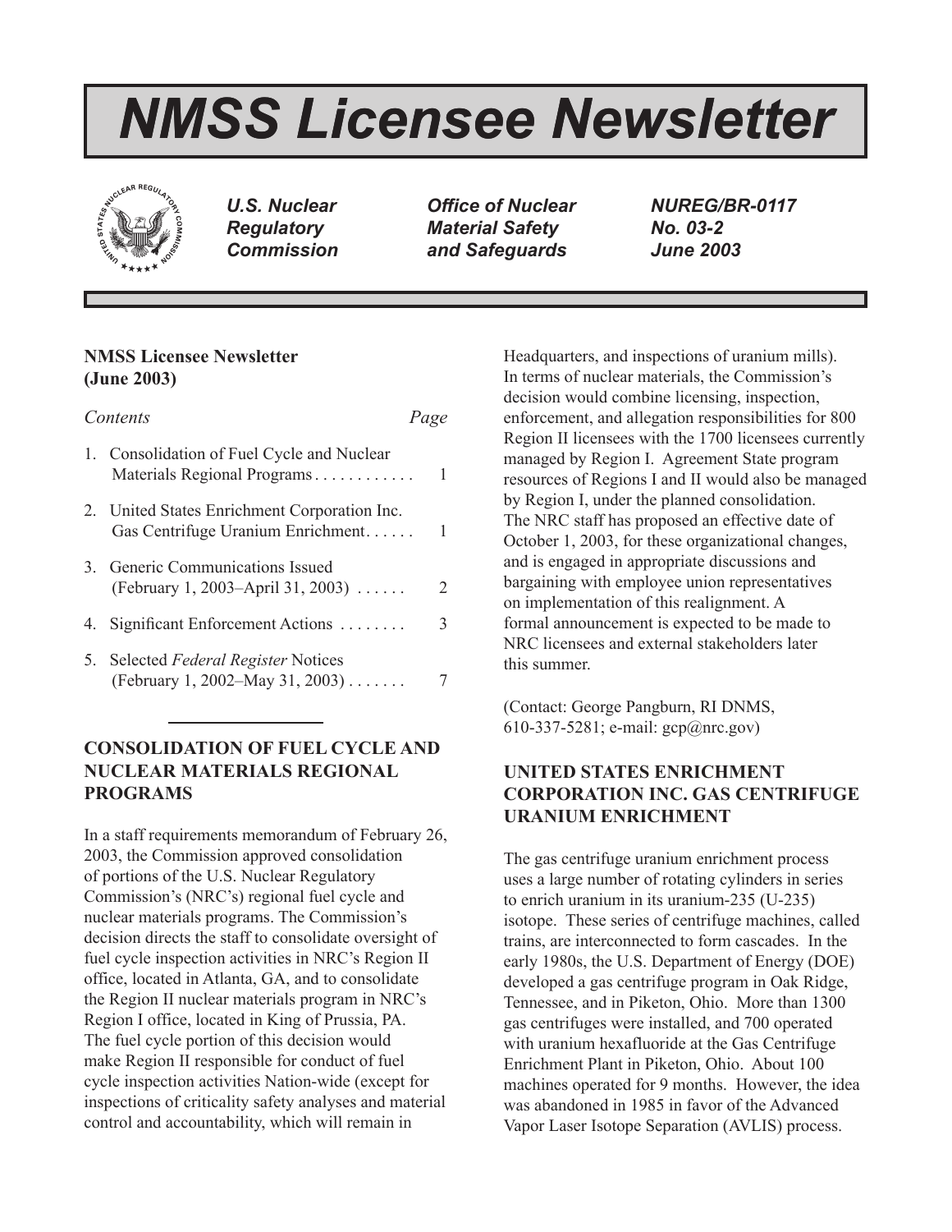# NMSS Licensee Newsletter

*U.S. Nuclear Regulatory Commission* | *Office of Nuclear Material Safety and Safeguards* | *NUREG/BR-0117 No. 03-2 June 2003*

**NMSS Licensee Newsletter (June 2003)**

| *Contents* | *Page* |
|---|---|
| 1. Consolidation of Fuel Cycle and Nuclear Materials Regional Programs | 1 |
| 2. United States Enrichment Corporation Inc. Gas Centrifuge Uranium Enrichment | 1 |
| 3. Generic Communications Issued (February 1, 2003–April 31, 2003) | 2 |
| 4. Significant Enforcement Actions | 3 |
| 5. Selected *Federal Register* Notices (February 1, 2002–May 31, 2003) | 7 |

## CONSOLIDATION OF FUEL CYCLE AND NUCLEAR MATERIALS REGIONAL PROGRAMS

In a staff requirements memorandum of February 26, 2003, the Commission approved consolidation of portions of the U.S. Nuclear Regulatory Commission's (NRC's) regional fuel cycle and nuclear materials programs. The Commission's decision directs the staff to consolidate oversight of fuel cycle inspection activities in NRC's Region II office, located in Atlanta, GA, and to consolidate the Region II nuclear materials program in NRC's Region I office, located in King of Prussia, PA. The fuel cycle portion of this decision would make Region II responsible for conduct of fuel cycle inspection activities Nation-wide (except for inspections of criticality safety analyses and material control and accountability, which will remain in Headquarters, and inspections of uranium mills). In terms of nuclear materials, the Commission's decision would combine licensing, inspection, enforcement, and allegation responsibilities for 800 Region II licensees with the 1700 licensees currently managed by Region I. Agreement State program resources of Regions I and II would also be managed by Region I, under the planned consolidation. The NRC staff has proposed an effective date of October 1, 2003, for these organizational changes, and is engaged in appropriate discussions and bargaining with employee union representatives on implementation of this realignment. A formal announcement is expected to be made to NRC licensees and external stakeholders later this summer.

(Contact: George Pangburn, RI DNMS, 610-337-5281; e-mail: gcp@nrc.gov)

## UNITED STATES ENRICHMENT CORPORATION INC. GAS CENTRIFUGE URANIUM ENRICHMENT

The gas centrifuge uranium enrichment process uses a large number of rotating cylinders in series to enrich uranium in its uranium-235 (U-235) isotope. These series of centrifuge machines, called trains, are interconnected to form cascades. In the early 1980s, the U.S. Department of Energy (DOE) developed a gas centrifuge program in Oak Ridge, Tennessee, and in Piketon, Ohio. More than 1300 gas centrifuges were installed, and 700 operated with uranium hexafluoride at the Gas Centrifuge Enrichment Plant in Piketon, Ohio. About 100 machines operated for 9 months. However, the idea was abandoned in 1985 in favor of the Advanced Vapor Laser Isotope Separation (AVLIS) process.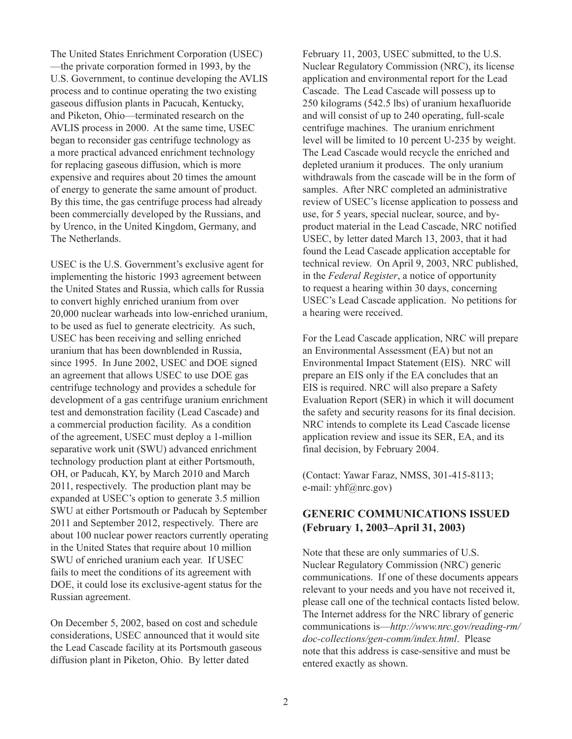The United States Enrichment Corporation (USEC)—the private corporation formed in 1993, by the U.S. Government, to continue developing the AVLIS process and to continue operating the two existing gaseous diffusion plants in Pacucah, Kentucky, and Piketon, Ohio—terminated research on the AVLIS process in 2000. At the same time, USEC began to reconsider gas centrifuge technology as a more practical advanced enrichment technology for replacing gaseous diffusion, which is more expensive and requires about 20 times the amount of energy to generate the same amount of product. By this time, the gas centrifuge process had already been commercially developed by the Russians, and by Urenco, in the United Kingdom, Germany, and The Netherlands.

USEC is the U.S. Government's exclusive agent for implementing the historic 1993 agreement between the United States and Russia, which calls for Russia to convert highly enriched uranium from over 20,000 nuclear warheads into low-enriched uranium, to be used as fuel to generate electricity. As such, USEC has been receiving and selling enriched uranium that has been downblended in Russia, since 1995. In June 2002, USEC and DOE signed an agreement that allows USEC to use DOE gas centrifuge technology and provides a schedule for development of a gas centrifuge uranium enrichment test and demonstration facility (Lead Cascade) and a commercial production facility. As a condition of the agreement, USEC must deploy a 1-million separative work unit (SWU) advanced enrichment technology production plant at either Portsmouth, OH, or Paducah, KY, by March 2010 and March 2011, respectively. The production plant may be expanded at USEC's option to generate 3.5 million SWU at either Portsmouth or Paducah by September 2011 and September 2012, respectively. There are about 100 nuclear power reactors currently operating in the United States that require about 10 million SWU of enriched uranium each year. If USEC fails to meet the conditions of its agreement with DOE, it could lose its exclusive-agent status for the Russian agreement.

On December 5, 2002, based on cost and schedule considerations, USEC announced that it would site the Lead Cascade facility at its Portsmouth gaseous diffusion plant in Piketon, Ohio. By letter dated February 11, 2003, USEC submitted, to the U.S. Nuclear Regulatory Commission (NRC), its license application and environmental report for the Lead Cascade. The Lead Cascade will possess up to 250 kilograms (542.5 lbs) of uranium hexafluoride and will consist of up to 240 operating, full-scale centrifuge machines. The uranium enrichment level will be limited to 10 percent U-235 by weight. The Lead Cascade would recycle the enriched and depleted uranium it produces. The only uranium withdrawals from the cascade will be in the form of samples. After NRC completed an administrative review of USEC's license application to possess and use, for 5 years, special nuclear, source, and by-product material in the Lead Cascade, NRC notified USEC, by letter dated March 13, 2003, that it had found the Lead Cascade application acceptable for technical review. On April 9, 2003, NRC published, in the *Federal Register*, a notice of opportunity to request a hearing within 30 days, concerning USEC's Lead Cascade application. No petitions for a hearing were received.

For the Lead Cascade application, NRC will prepare an Environmental Assessment (EA) but not an Environmental Impact Statement (EIS). NRC will prepare an EIS only if the EA concludes that an EIS is required. NRC will also prepare a Safety Evaluation Report (SER) in which it will document the safety and security reasons for its final decision. NRC intends to complete its Lead Cascade license application review and issue its SER, EA, and its final decision, by February 2004.

(Contact: Yawar Faraz, NMSS, 301-415-8113; e-mail: yhf@nrc.gov)

## GENERIC COMMUNICATIONS ISSUED (February 1, 2003–April 31, 2003)

Note that these are only summaries of U.S. Nuclear Regulatory Commission (NRC) generic communications. If one of these documents appears relevant to your needs and you have not received it, please call one of the technical contacts listed below. The Internet address for the NRC library of generic communications is—*http://www.nrc.gov/reading-rm/doc-collections/gen-comm/index.html*. Please note that this address is case-sensitive and must be entered exactly as shown.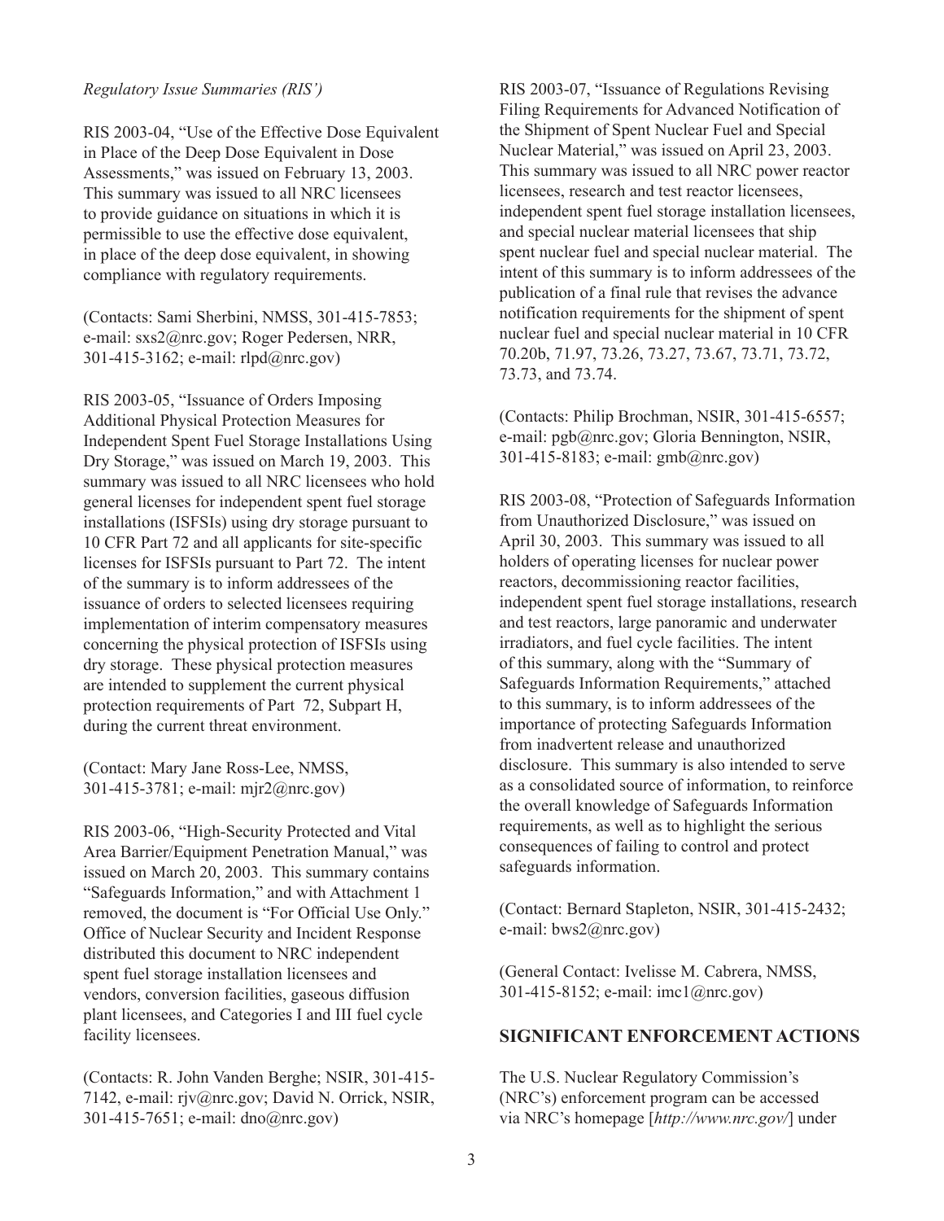*Regulatory Issue Summaries (RIS')*

RIS 2003-04, "Use of the Effective Dose Equivalent in Place of the Deep Dose Equivalent in Dose Assessments," was issued on February 13, 2003. This summary was issued to all NRC licensees to provide guidance on situations in which it is permissible to use the effective dose equivalent, in place of the deep dose equivalent, in showing compliance with regulatory requirements.

(Contacts: Sami Sherbini, NMSS, 301-415-7853; e-mail: sxs2@nrc.gov; Roger Pedersen, NRR, 301-415-3162; e-mail: rlpd@nrc.gov)

RIS 2003-05, "Issuance of Orders Imposing Additional Physical Protection Measures for Independent Spent Fuel Storage Installations Using Dry Storage," was issued on March 19, 2003. This summary was issued to all NRC licensees who hold general licenses for independent spent fuel storage installations (ISFSIs) using dry storage pursuant to 10 CFR Part 72 and all applicants for site-specific licenses for ISFSIs pursuant to Part 72. The intent of the summary is to inform addressees of the issuance of orders to selected licensees requiring implementation of interim compensatory measures concerning the physical protection of ISFSIs using dry storage. These physical protection measures are intended to supplement the current physical protection requirements of Part 72, Subpart H, during the current threat environment.

(Contact: Mary Jane Ross-Lee, NMSS, 301-415-3781; e-mail: mjr2@nrc.gov)

RIS 2003-06, "High-Security Protected and Vital Area Barrier/Equipment Penetration Manual," was issued on March 20, 2003. This summary contains "Safeguards Information," and with Attachment 1 removed, the document is "For Official Use Only." Office of Nuclear Security and Incident Response distributed this document to NRC independent spent fuel storage installation licensees and vendors, conversion facilities, gaseous diffusion plant licensees, and Categories I and III fuel cycle facility licensees.

(Contacts: R. John Vanden Berghe; NSIR, 301-415-7142, e-mail: rjv@nrc.gov; David N. Orrick, NSIR, 301-415-7651; e-mail: dno@nrc.gov)

RIS 2003-07, "Issuance of Regulations Revising Filing Requirements for Advanced Notification of the Shipment of Spent Nuclear Fuel and Special Nuclear Material," was issued on April 23, 2003. This summary was issued to all NRC power reactor licensees, research and test reactor licensees, independent spent fuel storage installation licensees, and special nuclear material licensees that ship spent nuclear fuel and special nuclear material. The intent of this summary is to inform addressees of the publication of a final rule that revises the advance notification requirements for the shipment of spent nuclear fuel and special nuclear material in 10 CFR 70.20b, 71.97, 73.26, 73.27, 73.67, 73.71, 73.72, 73.73, and 73.74.

(Contacts: Philip Brochman, NSIR, 301-415-6557; e-mail: pgb@nrc.gov; Gloria Bennington, NSIR, 301-415-8183; e-mail: gmb@nrc.gov)

RIS 2003-08, "Protection of Safeguards Information from Unauthorized Disclosure," was issued on April 30, 2003. This summary was issued to all holders of operating licenses for nuclear power reactors, decommissioning reactor facilities, independent spent fuel storage installations, research and test reactors, large panoramic and underwater irradiators, and fuel cycle facilities. The intent of this summary, along with the "Summary of Safeguards Information Requirements," attached to this summary, is to inform addressees of the importance of protecting Safeguards Information from inadvertent release and unauthorized disclosure. This summary is also intended to serve as a consolidated source of information, to reinforce the overall knowledge of Safeguards Information requirements, as well as to highlight the serious consequences of failing to control and protect safeguards information.

(Contact: Bernard Stapleton, NSIR, 301-415-2432; e-mail: bws2@nrc.gov)

(General Contact: Ivelisse M. Cabrera, NMSS, 301-415-8152; e-mail: imc1@nrc.gov)

## SIGNIFICANT ENFORCEMENT ACTIONS

The U.S. Nuclear Regulatory Commission's (NRC's) enforcement program can be accessed via NRC's homepage [*http://www.nrc.gov/*] under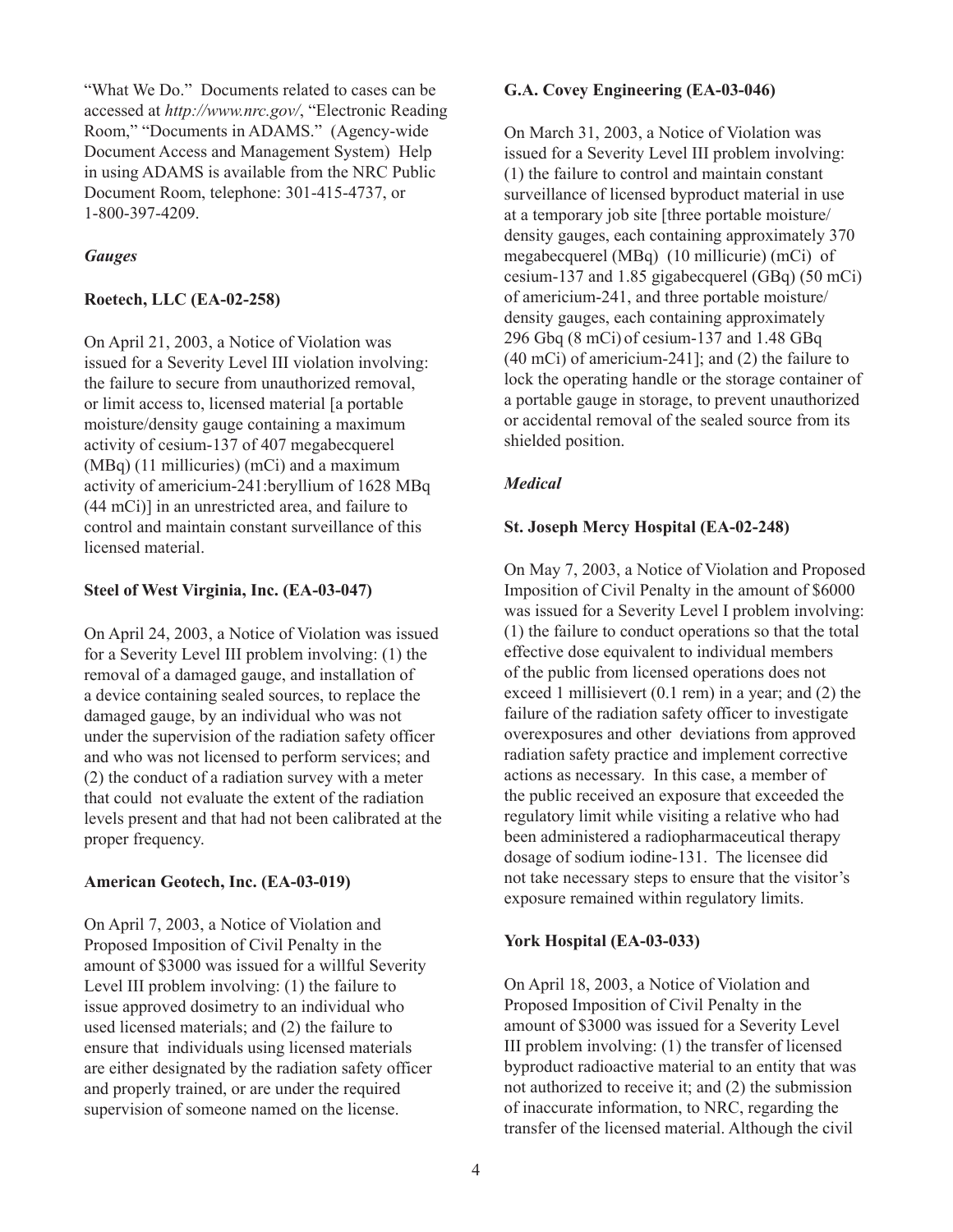"What We Do." Documents related to cases can be accessed at *http://www.nrc.gov/*, "Electronic Reading Room," "Documents in ADAMS." (Agency-wide Document Access and Management System) Help in using ADAMS is available from the NRC Public Document Room, telephone: 301-415-4737, or 1-800-397-4209.

### *Gauges*

**Roetech, LLC (EA-02-258)**

On April 21, 2003, a Notice of Violation was issued for a Severity Level III violation involving: the failure to secure from unauthorized removal, or limit access to, licensed material [a portable moisture/density gauge containing a maximum activity of cesium-137 of 407 megabecquerel (MBq) (11 millicuries) (mCi) and a maximum activity of americium-241:beryllium of 1628 MBq (44 mCi)] in an unrestricted area, and failure to control and maintain constant surveillance of this licensed material.

**Steel of West Virginia, Inc. (EA-03-047)**

On April 24, 2003, a Notice of Violation was issued for a Severity Level III problem involving: (1) the removal of a damaged gauge, and installation of a device containing sealed sources, to replace the damaged gauge, by an individual who was not under the supervision of the radiation safety officer and who was not licensed to perform services; and (2) the conduct of a radiation survey with a meter that could not evaluate the extent of the radiation levels present and that had not been calibrated at the proper frequency.

**American Geotech, Inc. (EA-03-019)**

On April 7, 2003, a Notice of Violation and Proposed Imposition of Civil Penalty in the amount of $3000 was issued for a willful Severity Level III problem involving: (1) the failure to issue approved dosimetry to an individual who used licensed materials; and (2) the failure to ensure that individuals using licensed materials are either designated by the radiation safety officer and properly trained, or are under the required supervision of someone named on the license.

**G.A. Covey Engineering (EA-03-046)**

On March 31, 2003, a Notice of Violation was issued for a Severity Level III problem involving: (1) the failure to control and maintain constant surveillance of licensed byproduct material in use at a temporary job site [three portable moisture/density gauges, each containing approximately 370 megabecquerel (MBq) (10 millicurie) (mCi) of cesium-137 and 1.85 gigabecquerel (GBq) (50 mCi) of americium-241, and three portable moisture/density gauges, each containing approximately 296 Gbq (8 mCi) of cesium-137 and 1.48 GBq (40 mCi) of americium-241]; and (2) the failure to lock the operating handle or the storage container of a portable gauge in storage, to prevent unauthorized or accidental removal of the sealed source from its shielded position.

### *Medical*

**St. Joseph Mercy Hospital (EA-02-248)**

On May 7, 2003, a Notice of Violation and Proposed Imposition of Civil Penalty in the amount of $6000 was issued for a Severity Level I problem involving: (1) the failure to conduct operations so that the total effective dose equivalent to individual members of the public from licensed operations does not exceed 1 millisievert (0.1 rem) in a year; and (2) the failure of the radiation safety officer to investigate overexposures and other deviations from approved radiation safety practice and implement corrective actions as necessary. In this case, a member of the public received an exposure that exceeded the regulatory limit while visiting a relative who had been administered a radiopharmaceutical therapy dosage of sodium iodine-131. The licensee did not take necessary steps to ensure that the visitor's exposure remained within regulatory limits.

**York Hospital (EA-03-033)**

On April 18, 2003, a Notice of Violation and Proposed Imposition of Civil Penalty in the amount of $3000 was issued for a Severity Level III problem involving: (1) the transfer of licensed byproduct radioactive material to an entity that was not authorized to receive it; and (2) the submission of inaccurate information, to NRC, regarding the transfer of the licensed material. Although the civil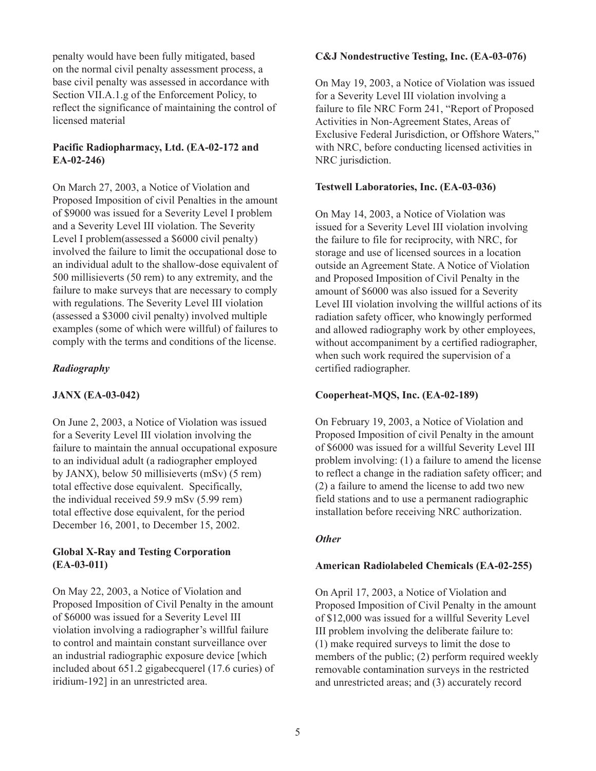penalty would have been fully mitigated, based on the normal civil penalty assessment process, a base civil penalty was assessed in accordance with Section VII.A.1.g of the Enforcement Policy, to reflect the significance of maintaining the control of licensed material

**Pacific Radiopharmacy, Ltd. (EA-02-172 and EA-02-246)**

On March 27, 2003, a Notice of Violation and Proposed Imposition of civil Penalties in the amount of $9000 was issued for a Severity Level I problem and a Severity Level III violation. The Severity Level I problem(assessed a $6000 civil penalty) involved the failure to limit the occupational dose to an individual adult to the shallow-dose equivalent of 500 millisieverts (50 rem) to any extremity, and the failure to make surveys that are necessary to comply with regulations. The Severity Level III violation (assessed a $3000 civil penalty) involved multiple examples (some of which were willful) of failures to comply with the terms and conditions of the license.

***Radiography***

**JANX (EA-03-042)**

On June 2, 2003, a Notice of Violation was issued for a Severity Level III violation involving the failure to maintain the annual occupational exposure to an individual adult (a radiographer employed by JANX), below 50 millisieverts (mSv) (5 rem) total effective dose equivalent. Specifically, the individual received 59.9 mSv (5.99 rem) total effective dose equivalent, for the period December 16, 2001, to December 15, 2002.

**Global X-Ray and Testing Corporation (EA-03-011)**

On May 22, 2003, a Notice of Violation and Proposed Imposition of Civil Penalty in the amount of $6000 was issued for a Severity Level III violation involving a radiographer's willful failure to control and maintain constant surveillance over an industrial radiographic exposure device [which included about 651.2 gigabecquerel (17.6 curies) of iridium-192] in an unrestricted area.

**C&J Nondestructive Testing, Inc. (EA-03-076)**

On May 19, 2003, a Notice of Violation was issued for a Severity Level III violation involving a failure to file NRC Form 241, "Report of Proposed Activities in Non-Agreement States, Areas of Exclusive Federal Jurisdiction, or Offshore Waters," with NRC, before conducting licensed activities in NRC jurisdiction.

**Testwell Laboratories, Inc. (EA-03-036)**

On May 14, 2003, a Notice of Violation was issued for a Severity Level III violation involving the failure to file for reciprocity, with NRC, for storage and use of licensed sources in a location outside an Agreement State. A Notice of Violation and Proposed Imposition of Civil Penalty in the amount of $6000 was also issued for a Severity Level III violation involving the willful actions of its radiation safety officer, who knowingly performed and allowed radiography work by other employees, without accompaniment by a certified radiographer, when such work required the supervision of a certified radiographer.

**Cooperheat-MQS, Inc. (EA-02-189)**

On February 19, 2003, a Notice of Violation and Proposed Imposition of civil Penalty in the amount of $6000 was issued for a willful Severity Level III problem involving: (1) a failure to amend the license to reflect a change in the radiation safety officer; and (2) a failure to amend the license to add two new field stations and to use a permanent radiographic installation before receiving NRC authorization.

***Other***

**American Radiolabeled Chemicals (EA-02-255)**

On April 17, 2003, a Notice of Violation and Proposed Imposition of Civil Penalty in the amount of $12,000 was issued for a willful Severity Level III problem involving the deliberate failure to: (1) make required surveys to limit the dose to members of the public; (2) perform required weekly removable contamination surveys in the restricted and unrestricted areas; and (3) accurately record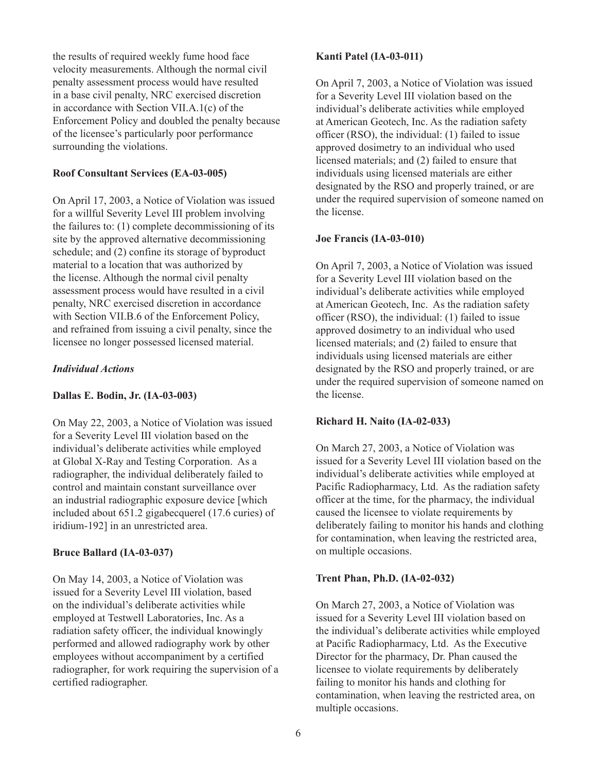the results of required weekly fume hood face velocity measurements. Although the normal civil penalty assessment process would have resulted in a base civil penalty, NRC exercised discretion in accordance with Section VII.A.1(c) of the Enforcement Policy and doubled the penalty because of the licensee's particularly poor performance surrounding the violations.

**Roof Consultant Services (EA-03-005)**

On April 17, 2003, a Notice of Violation was issued for a willful Severity Level III problem involving the failures to: (1) complete decommissioning of its site by the approved alternative decommissioning schedule; and (2) confine its storage of byproduct material to a location that was authorized by the license. Although the normal civil penalty assessment process would have resulted in a civil penalty, NRC exercised discretion in accordance with Section VII.B.6 of the Enforcement Policy, and refrained from issuing a civil penalty, since the licensee no longer possessed licensed material.

***Individual Actions***

**Dallas E. Bodin, Jr. (IA-03-003)**

On May 22, 2003, a Notice of Violation was issued for a Severity Level III violation based on the individual's deliberate activities while employed at Global X-Ray and Testing Corporation. As a radiographer, the individual deliberately failed to control and maintain constant surveillance over an industrial radiographic exposure device [which included about 651.2 gigabecquerel (17.6 curies) of iridium-192] in an unrestricted area.

**Bruce Ballard (IA-03-037)**

On May 14, 2003, a Notice of Violation was issued for a Severity Level III violation, based on the individual's deliberate activities while employed at Testwell Laboratories, Inc. As a radiation safety officer, the individual knowingly performed and allowed radiography work by other employees without accompaniment by a certified radiographer, for work requiring the supervision of a certified radiographer.

**Kanti Patel (IA-03-011)**

On April 7, 2003, a Notice of Violation was issued for a Severity Level III violation based on the individual's deliberate activities while employed at American Geotech, Inc. As the radiation safety officer (RSO), the individual: (1) failed to issue approved dosimetry to an individual who used licensed materials; and (2) failed to ensure that individuals using licensed materials are either designated by the RSO and properly trained, or are under the required supervision of someone named on the license.

**Joe Francis (IA-03-010)**

On April 7, 2003, a Notice of Violation was issued for a Severity Level III violation based on the individual's deliberate activities while employed at American Geotech, Inc. As the radiation safety officer (RSO), the individual: (1) failed to issue approved dosimetry to an individual who used licensed materials; and (2) failed to ensure that individuals using licensed materials are either designated by the RSO and properly trained, or are under the required supervision of someone named on the license.

**Richard H. Naito (IA-02-033)**

On March 27, 2003, a Notice of Violation was issued for a Severity Level III violation based on the individual's deliberate activities while employed at Pacific Radiopharmacy, Ltd. As the radiation safety officer at the time, for the pharmacy, the individual caused the licensee to violate requirements by deliberately failing to monitor his hands and clothing for contamination, when leaving the restricted area, on multiple occasions.

**Trent Phan, Ph.D. (IA-02-032)**

On March 27, 2003, a Notice of Violation was issued for a Severity Level III violation based on the individual's deliberate activities while employed at Pacific Radiopharmacy, Ltd. As the Executive Director for the pharmacy, Dr. Phan caused the licensee to violate requirements by deliberately failing to monitor his hands and clothing for contamination, when leaving the restricted area, on multiple occasions.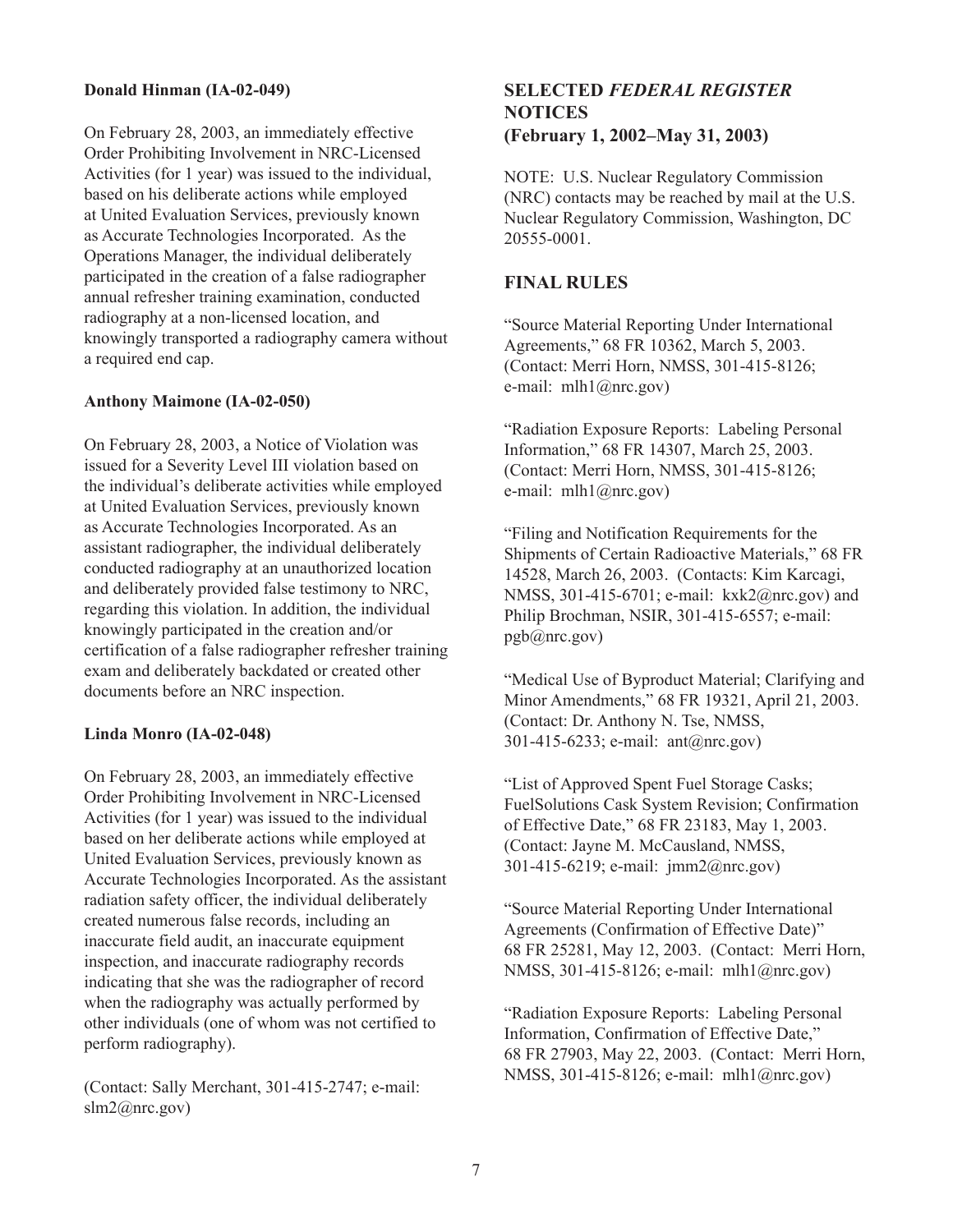**Donald Hinman (IA-02-049)**

On February 28, 2003, an immediately effective Order Prohibiting Involvement in NRC-Licensed Activities (for 1 year) was issued to the individual, based on his deliberate actions while employed at United Evaluation Services, previously known as Accurate Technologies Incorporated. As the Operations Manager, the individual deliberately participated in the creation of a false radiographer annual refresher training examination, conducted radiography at a non-licensed location, and knowingly transported a radiography camera without a required end cap.

**Anthony Maimone (IA-02-050)**

On February 28, 2003, a Notice of Violation was issued for a Severity Level III violation based on the individual's deliberate activities while employed at United Evaluation Services, previously known as Accurate Technologies Incorporated. As an assistant radiographer, the individual deliberately conducted radiography at an unauthorized location and deliberately provided false testimony to NRC, regarding this violation. In addition, the individual knowingly participated in the creation and/or certification of a false radiographer refresher training exam and deliberately backdated or created other documents before an NRC inspection.

**Linda Monro (IA-02-048)**

On February 28, 2003, an immediately effective Order Prohibiting Involvement in NRC-Licensed Activities (for 1 year) was issued to the individual based on her deliberate actions while employed at United Evaluation Services, previously known as Accurate Technologies Incorporated. As the assistant radiation safety officer, the individual deliberately created numerous false records, including an inaccurate field audit, an inaccurate equipment inspection, and inaccurate radiography records indicating that she was the radiographer of record when the radiography was actually performed by other individuals (one of whom was not certified to perform radiography).

(Contact: Sally Merchant, 301-415-2747; e-mail: slm2@nrc.gov)

## SELECTED *FEDERAL REGISTER* NOTICES (February 1, 2002–May 31, 2003)

NOTE: U.S. Nuclear Regulatory Commission (NRC) contacts may be reached by mail at the U.S. Nuclear Regulatory Commission, Washington, DC 20555-0001.

### FINAL RULES

"Source Material Reporting Under International Agreements," 68 FR 10362, March 5, 2003. (Contact: Merri Horn, NMSS, 301-415-8126; e-mail: mlh1@nrc.gov)

"Radiation Exposure Reports: Labeling Personal Information," 68 FR 14307, March 25, 2003. (Contact: Merri Horn, NMSS, 301-415-8126; e-mail: mlh1@nrc.gov)

"Filing and Notification Requirements for the Shipments of Certain Radioactive Materials," 68 FR 14528, March 26, 2003. (Contacts: Kim Karcagi, NMSS, 301-415-6701; e-mail: kxk2@nrc.gov) and Philip Brochman, NSIR, 301-415-6557; e-mail: pgb@nrc.gov)

"Medical Use of Byproduct Material; Clarifying and Minor Amendments," 68 FR 19321, April 21, 2003. (Contact: Dr. Anthony N. Tse, NMSS, 301-415-6233; e-mail: ant@nrc.gov)

"List of Approved Spent Fuel Storage Casks; FuelSolutions Cask System Revision; Confirmation of Effective Date," 68 FR 23183, May 1, 2003. (Contact: Jayne M. McCausland, NMSS, 301-415-6219; e-mail: jmm2@nrc.gov)

"Source Material Reporting Under International Agreements (Confirmation of Effective Date)" 68 FR 25281, May 12, 2003. (Contact: Merri Horn, NMSS, 301-415-8126; e-mail: mlh1@nrc.gov)

"Radiation Exposure Reports: Labeling Personal Information, Confirmation of Effective Date," 68 FR 27903, May 22, 2003. (Contact: Merri Horn, NMSS, 301-415-8126; e-mail: mlh1@nrc.gov)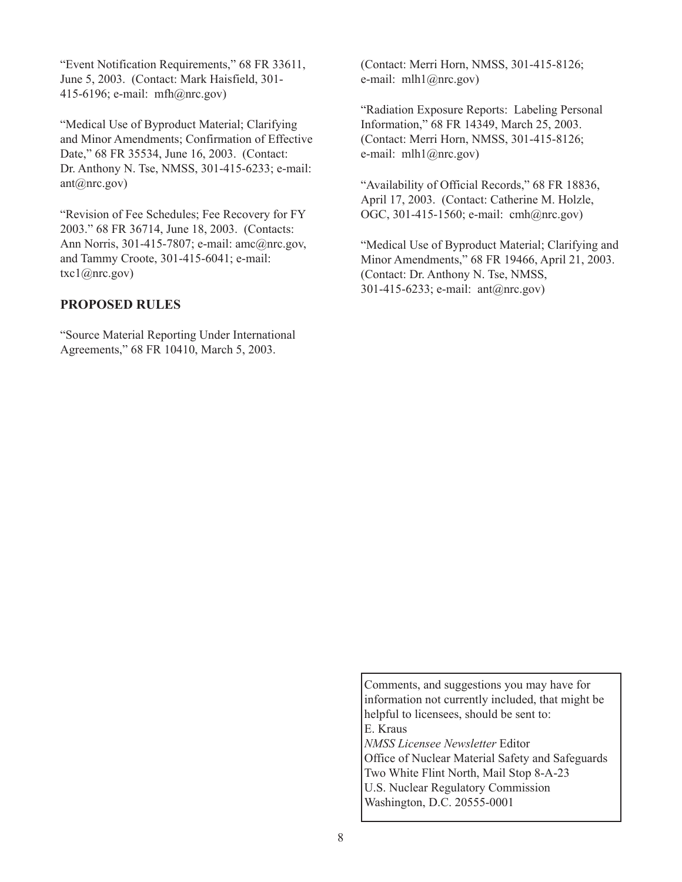"Event Notification Requirements," 68 FR 33611, June 5, 2003. (Contact: Mark Haisfield, 301-415-6196; e-mail: mfh@nrc.gov)

"Medical Use of Byproduct Material; Clarifying and Minor Amendments; Confirmation of Effective Date," 68 FR 35534, June 16, 2003. (Contact: Dr. Anthony N. Tse, NMSS, 301-415-6233; e-mail: ant@nrc.gov)

"Revision of Fee Schedules; Fee Recovery for FY 2003." 68 FR 36714, June 18, 2003. (Contacts: Ann Norris, 301-415-7807; e-mail: amc@nrc.gov, and Tammy Croote, 301-415-6041; e-mail: txc1@nrc.gov)

## PROPOSED RULES

"Source Material Reporting Under International Agreements," 68 FR 10410, March 5, 2003. (Contact: Merri Horn, NMSS, 301-415-8126; e-mail: mlh1@nrc.gov)

"Radiation Exposure Reports: Labeling Personal Information," 68 FR 14349, March 25, 2003. (Contact: Merri Horn, NMSS, 301-415-8126; e-mail: mlh1@nrc.gov)

"Availability of Official Records," 68 FR 18836, April 17, 2003. (Contact: Catherine M. Holzle, OGC, 301-415-1560; e-mail: cmh@nrc.gov)

"Medical Use of Byproduct Material; Clarifying and Minor Amendments," 68 FR 19466, April 21, 2003. (Contact: Dr. Anthony N. Tse, NMSS, 301-415-6233; e-mail: ant@nrc.gov)

Comments, and suggestions you may have for information not currently included, that might be helpful to licensees, should be sent to:
E. Kraus
*NMSS Licensee Newsletter* Editor
Office of Nuclear Material Safety and Safeguards
Two White Flint North, Mail Stop 8-A-23
U.S. Nuclear Regulatory Commission
Washington, D.C. 20555-0001